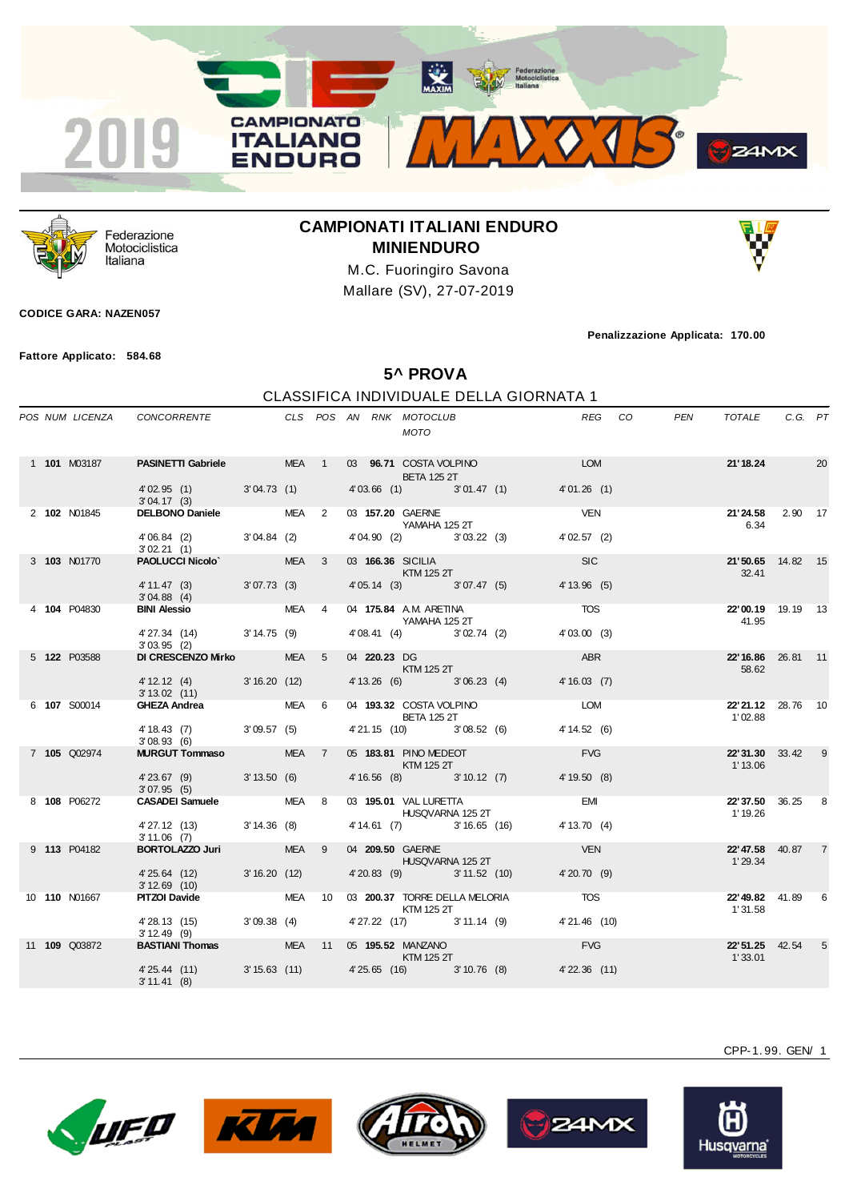# CAMPIONATI ITALIANI ENDURO
## MINIENDURO

M.C. Fuoringiro Savona
Mallare (SV), 27-07-2019

**CODICE GARA: NAZEN057**

**Penalizzazione Applicata: 170.00**

**Fattore Applicato: 584.68**

## 5^ PROVA

### CLASSIFICA INDIVIDUALE DELLA GIORNATA 1

| POS | NUM | LICENZA | CONCORRENTE | CLS | POS | AN | RNK | MOTOCLUB / MOTO | REG | CO | PEN | TOTALE | C.G. | PT |
|---|---|---|---|---|---|---|---|---|---|---|---|---|---|---|
| 1 | **101** | M03187 | **PASINETTI Gabriele** | MEA | 1 | 03 | **96.71** | COSTA VOLPINO / BETA 125 2T | LOM | | | **21'18.24** | | 20 |
| | | | 4'02.95 (1) 3'04.73 (1) 4'03.66 (1) 3'01.47 (1) 4'01.26 (1) 3'04.17 (3) | | | | | | | | | | | |
| 2 | **102** | N01845 | **DELBONO Daniele** | MEA | 2 | 03 | **157.20** | GAERNE / YAMAHA 125 2T | VEN | | | **21'24.58** 6.34 | 2.90 | 17 |
| | | | 4'06.84 (2) 3'04.84 (2) 4'04.90 (2) 3'03.22 (3) 4'02.57 (2) 3'02.21 (1) | | | | | | | | | | | |
| 3 | **103** | N01770 | **PAOLUCCI Nicolo`** | MEA | 3 | 03 | **166.36** | SICILIA / KTM 125 2T | SIC | | | **21'50.65** 32.41 | 14.82 | 15 |
| | | | 4'11.47 (3) 3'07.73 (3) 4'05.14 (3) 3'07.47 (5) 4'13.96 (5) 3'04.88 (4) | | | | | | | | | | | |
| 4 | **104** | P04830 | **BINI Alessio** | MEA | 4 | 04 | **175.84** | A.M. ARETINA / YAMAHA 125 2T | TOS | | | **22'00.19** 41.95 | 19.19 | 13 |
| | | | 4'27.34 (14) 3'14.75 (9) 4'08.41 (4) 3'02.74 (2) 4'03.00 (3) 3'03.95 (2) | | | | | | | | | | | |
| 5 | **122** | P03588 | **DI CRESCENZO Mirko** | MEA | 5 | 04 | **220.23** | DG / KTM 125 2T | ABR | | | **22'16.86** 58.62 | 26.81 | 11 |
| | | | 4'12.12 (4) 3'16.20 (12) 4'13.26 (6) 3'06.23 (4) 4'16.03 (7) 3'13.02 (11) | | | | | | | | | | | |
| 6 | **107** | S00014 | **GHEZA Andrea** | MEA | 6 | 04 | **193.32** | COSTA VOLPINO / BETA 125 2T | LOM | | | **22'21.12** 1'02.88 | 28.76 | 10 |
| | | | 4'18.43 (7) 3'09.57 (5) 4'21.15 (10) 3'08.52 (6) 4'14.52 (6) 3'08.93 (6) | | | | | | | | | | | |
| 7 | **105** | Q02974 | **MURGUT Tommaso** | MEA | 7 | 05 | **183.81** | PINO MEDEOT / KTM 125 2T | FVG | | | **22'31.30** 1'13.06 | 33.42 | 9 |
| | | | 4'23.67 (9) 3'13.50 (6) 4'16.56 (8) 3'10.12 (7) 4'19.50 (8) 3'07.95 (5) | | | | | | | | | | | |
| 8 | **108** | P06272 | **CASADEI Samuele** | MEA | 8 | 03 | **195.01** | VAL LURETTA / HUSQVARNA 125 2T | EMI | | | **22'37.50** 1'19.26 | 36.25 | 8 |
| | | | 4'27.12 (13) 3'14.36 (8) 4'14.61 (7) 3'16.65 (16) 4'13.70 (4) 3'11.06 (7) | | | | | | | | | | | |
| 9 | **113** | P04182 | **BORTOLAZZO Juri** | MEA | 9 | 04 | **209.50** | GAERNE / HUSQVARNA 125 2T | VEN | | | **22'47.58** 1'29.34 | 40.87 | 7 |
| | | | 4'25.64 (12) 3'16.20 (12) 4'20.83 (9) 3'11.52 (10) 4'20.70 (9) 3'12.69 (10) | | | | | | | | | | | |
| 10 | **110** | N01667 | **PITZOI Davide** | MEA | 10 | 03 | **200.37** | TORRE DELLA MELORIA / KTM 125 2T | TOS | | | **22'49.82** 1'31.58 | 41.89 | 6 |
| | | | 4'28.13 (15) 3'09.38 (4) 4'27.22 (17) 3'11.14 (9) 4'21.46 (10) 3'12.49 (9) | | | | | | | | | | | |
| 11 | **109** | Q03872 | **BASTIANI Thomas** | MEA | 11 | 05 | **195.52** | MANZANO / KTM 125 2T | FVG | | | **22'51.25** 1'33.01 | 42.54 | 5 |
| | | | 4'25.44 (11) 3'15.63 (11) 4'25.65 (16) 3'10.76 (8) 4'22.36 (11) 3'11.41 (8) | | | | | | | | | | | |

CPP-1.99. GEN/ 1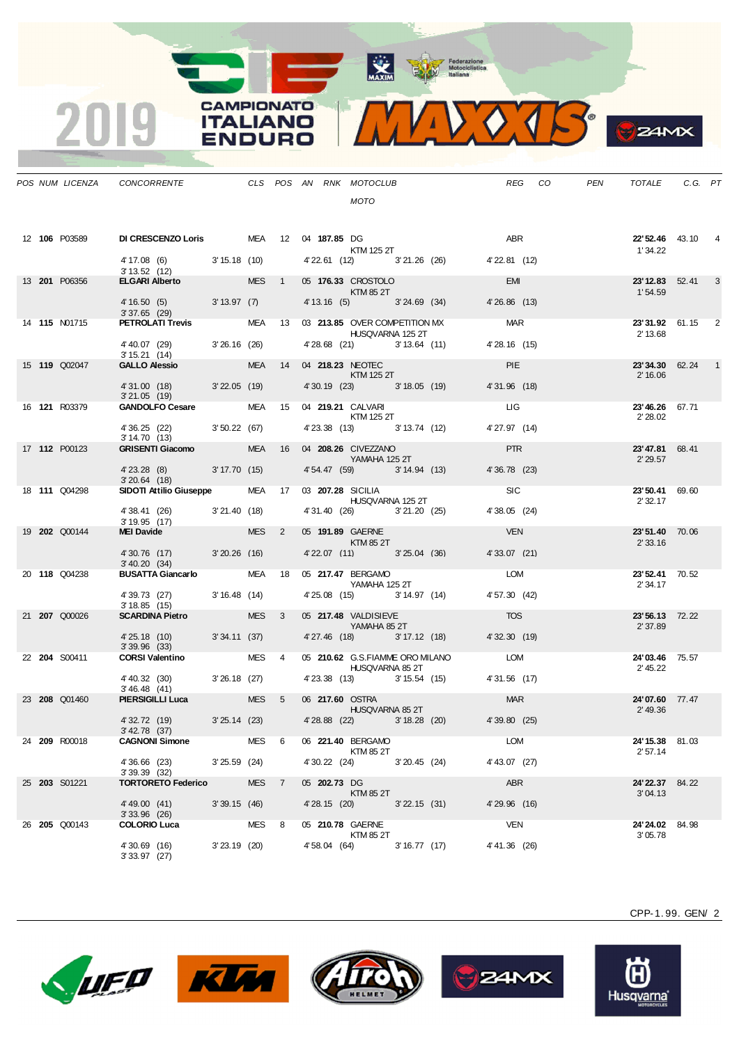# 2019 CAMPIONATO ITALIANO ENDURO

| POS | NUM | LICENZA | CONCORRENTE | CLS | POS | AN | RNK | MOTOCLUB / MOTO | REG | CO | PEN | TOTALE | C.G. | PT |
|---|---|---|---|---|---|---|---|---|---|---|---|---|---|---|
| 12 | **106** | P03589 | **DI CRESCENZO Loris** | MEA | 12 | 04 | **187.85** | DG / KTM 125 2T | ABR | | | **22'52.46** 1'34.22 | 43.10 | 4 |
| | | | 4'17.08 (6) 3'15.18 (10) 4'22.61 (12) 3'21.26 (26) 4'22.81 (12) 3'13.52 (12) | | | | | | | | | | | |
| 13 | **201** | P06356 | **ELGARI Alberto** | MES | 1 | 05 | **176.33** | CROSTOLO / KTM 85 2T | EMI | | | **23'12.83** 1'54.59 | 52.41 | 3 |
| | | | 4'16.50 (5) 3'13.97 (7) 4'13.16 (5) 3'24.69 (34) 4'26.86 (13) 3'37.65 (29) | | | | | | | | | | | |
| 14 | **115** | N01715 | **PETROLATI Trevis** | MEA | 13 | 03 | **213.85** | OVER COMPETITION MX / HUSQVARNA 125 2T | MAR | | | **23'31.92** 2'13.68 | 61.15 | 2 |
| | | | 4'40.07 (29) 3'26.16 (26) 4'28.68 (21) 3'13.64 (11) 4'28.16 (15) 3'15.21 (14) | | | | | | | | | | | |
| 15 | **119** | Q02047 | **GALLO Alessio** | MEA | 14 | 04 | **218.23** | NEOTEC / KTM 125 2T | PIE | | | **23'34.30** 2'16.06 | 62.24 | 1 |
| | | | 4'31.00 (18) 3'22.05 (19) 4'30.19 (23) 3'18.05 (19) 4'31.96 (18) 3'21.05 (19) | | | | | | | | | | | |
| 16 | **121** | R03379 | **GANDOLFO Cesare** | MEA | 15 | 04 | **219.21** | CALVARI / KTM 125 2T | LIG | | | **23'46.26** 2'28.02 | 67.71 | |
| | | | 4'36.25 (22) 3'50.22 (67) 4'23.38 (13) 3'13.74 (12) 4'27.97 (14) 3'14.70 (13) | | | | | | | | | | | |
| 17 | **112** | P00123 | **GRISENTI Giacomo** | MEA | 16 | 04 | **208.26** | CIVEZZANO / YAMAHA 125 2T | PTR | | | **23'47.81** 2'29.57 | 68.41 | |
| | | | 4'23.28 (8) 3'17.70 (15) 4'54.47 (59) 3'14.94 (13) 4'36.78 (23) 3'20.64 (18) | | | | | | | | | | | |
| 18 | **111** | Q04298 | **SIDOTI Attilio Giuseppe** | MEA | 17 | 03 | **207.28** | SICILIA / HUSQVARNA 125 2T | SIC | | | **23'50.41** 2'32.17 | 69.60 | |
| | | | 4'38.41 (26) 3'21.40 (18) 4'31.40 (26) 3'21.20 (25) 4'38.05 (24) 3'19.95 (17) | | | | | | | | | | | |
| 19 | **202** | Q00144 | **MEI Davide** | MES | 2 | 05 | **191.89** | GAERNE / KTM 85 2T | VEN | | | **23'51.40** 2'33.16 | 70.06 | |
| | | | 4'30.76 (17) 3'20.26 (16) 4'22.07 (11) 3'25.04 (36) 4'33.07 (21) 3'40.20 (34) | | | | | | | | | | | |
| 20 | **118** | Q04238 | **BUSATTA Giancarlo** | MEA | 18 | 05 | **217.47** | BERGAMO / YAMAHA 125 2T | LOM | | | **23'52.41** 2'34.17 | 70.52 | |
| | | | 4'39.73 (27) 3'16.48 (14) 4'25.08 (15) 3'14.97 (14) 4'57.30 (42) 3'18.85 (15) | | | | | | | | | | | |
| 21 | **207** | Q00026 | **SCARDINA Pietro** | MES | 3 | 05 | **217.48** | VALDISIEVE / YAMAHA 85 2T | TOS | | | **23'56.13** 2'37.89 | 72.22 | |
| | | | 4'25.18 (10) 3'34.11 (37) 4'27.46 (18) 3'17.12 (18) 4'32.30 (19) 3'39.96 (33) | | | | | | | | | | | |
| 22 | **204** | S00411 | **CORSI Valentino** | MES | 4 | 05 | **210.62** | G.S.FIAMME ORO MILANO / HUSQVARNA 85 2T | LOM | | | **24'03.46** 2'45.22 | 75.57 | |
| | | | 4'40.32 (30) 3'26.18 (27) 4'23.38 (13) 3'15.54 (15) 4'31.56 (17) 3'46.48 (41) | | | | | | | | | | | |
| 23 | **208** | Q01460 | **PIERSIGILLI Luca** | MES | 5 | 06 | **217.60** | OSTRA / HUSQVARNA 85 2T | MAR | | | **24'07.60** 2'49.36 | 77.47 | |
| | | | 4'32.72 (19) 3'25.14 (23) 4'28.88 (22) 3'18.28 (20) 4'39.80 (25) 3'42.78 (37) | | | | | | | | | | | |
| 24 | **209** | R00018 | **CAGNONI Simone** | MES | 6 | 06 | **221.40** | BERGAMO / KTM 85 2T | LOM | | | **24'15.38** 2'57.14 | 81.03 | |
| | | | 4'36.66 (23) 3'25.59 (24) 4'30.22 (24) 3'20.45 (24) 4'43.07 (27) 3'39.39 (32) | | | | | | | | | | | |
| 25 | **203** | S01221 | **TORTORETO Federico** | MES | 7 | 05 | **202.73** | DG / KTM 85 2T | ABR | | | **24'22.37** 3'04.13 | 84.22 | |
| | | | 4'49.00 (41) 3'39.15 (46) 4'28.15 (20) 3'22.15 (31) 4'29.96 (16) 3'33.96 (26) | | | | | | | | | | | |
| 26 | **205** | Q00143 | **COLORIO Luca** | MES | 8 | 05 | **210.78** | GAERNE / KTM 85 2T | VEN | | | **24'24.02** 3'05.78 | 84.98 | |
| | | | 4'30.69 (16) 3'23.19 (20) 4'58.04 (64) 3'16.77 (17) 4'41.36 (26) 3'33.97 (27) | | | | | | | | | | | |

CPP-1.99. GEN/ 2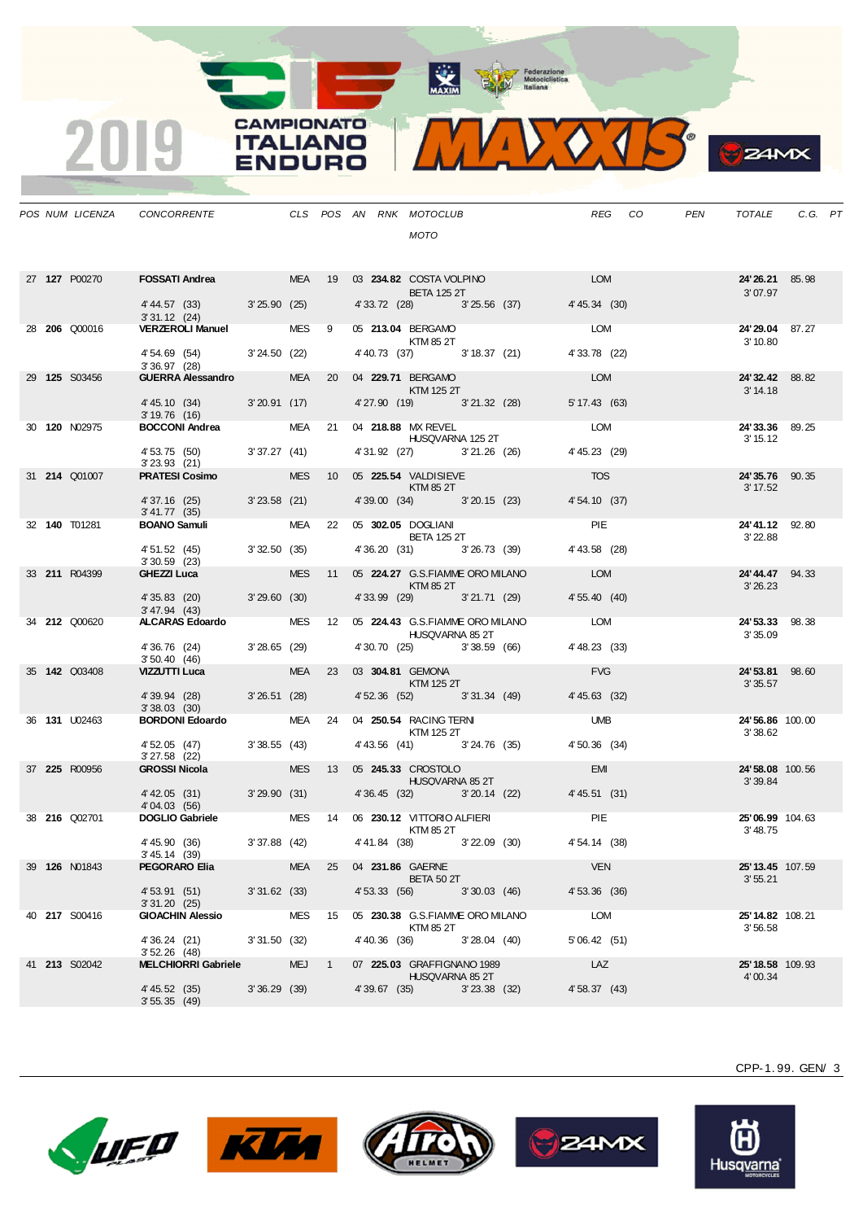| POS | NUM | LICENZA | CONCORRENTE | CLS | POS | AN | RNK | MOTOCLUB / MOTO | REG | CO | PEN | TOTALE | C.G. | PT |
|---|---|---|---|---|---|---|---|---|---|---|---|---|---|---|
| 27 | **127** | P00270 | **FOSSATI Andrea** | MEA | 19 | 03 | **234.82** | COSTA VOLPINO / BETA 125 2T | LOM | | | **24'26.21** / 3'07.97 | 85.98 | |
| | | | 4'44.57 (33) / 3'31.12 (24) | 3'25.90 (25) | | | | 4'33.72 (28) / 3'25.56 (37) | 4'45.34 (30) | | | | | |
| 28 | **206** | Q00016 | **VERZEROLI Manuel** | MES | 9 | 05 | **213.04** | BERGAMO / KTM 85 2T | LOM | | | **24'29.04** / 3'10.80 | 87.27 | |
| | | | 4'54.69 (54) / 3'36.97 (28) | 3'24.50 (22) | | | | 4'40.73 (37) / 3'18.37 (21) | 4'33.78 (22) | | | | | |
| 29 | **125** | S03456 | **GUERRA Alessandro** | MEA | 20 | 04 | **229.71** | BERGAMO / KTM 125 2T | LOM | | | **24'32.42** / 3'14.18 | 88.82 | |
| | | | 4'45.10 (34) / 3'19.76 (16) | 3'20.91 (17) | | | | 4'27.90 (19) / 3'21.32 (28) | 5'17.43 (63) | | | | | |
| 30 | **120** | N02975 | **BOCCONI Andrea** | MEA | 21 | 04 | **218.88** | MX REVEL / HUSQVARNA 125 2T | LOM | | | **24'33.36** / 3'15.12 | 89.25 | |
| | | | 4'53.75 (50) / 3'23.93 (21) | 3'37.27 (41) | | | | 4'31.92 (27) / 3'21.26 (26) | 4'45.23 (29) | | | | | |
| 31 | **214** | Q01007 | **PRATESI Cosimo** | MES | 10 | 05 | **225.54** | VALDISIEVE / KTM 85 2T | TOS | | | **24'35.76** / 3'17.52 | 90.35 | |
| | | | 4'37.16 (25) / 3'41.77 (35) | 3'23.58 (21) | | | | 4'39.00 (34) / 3'20.15 (23) | 4'54.10 (37) | | | | | |
| 32 | **140** | T01281 | **BOANO Samuli** | MEA | 22 | 05 | **302.05** | DOGLIANI / BETA 125 2T | PIE | | | **24'41.12** / 3'22.88 | 92.80 | |
| | | | 4'51.52 (45) / 3'30.59 (23) | 3'32.50 (35) | | | | 4'36.20 (31) / 3'26.73 (39) | 4'43.58 (28) | | | | | |
| 33 | **211** | R04399 | **GHEZZI Luca** | MES | 11 | 05 | **224.27** | G.S.FIAMME ORO MILANO / KTM 85 2T | LOM | | | **24'44.47** / 3'26.23 | 94.33 | |
| | | | 4'35.83 (20) / 3'47.94 (43) | 3'29.60 (30) | | | | 4'33.99 (29) / 3'21.71 (29) | 4'55.40 (40) | | | | | |
| 34 | **212** | Q00620 | **ALCARAS Edoardo** | MES | 12 | 05 | **224.43** | G.S.FIAMME ORO MILANO / HUSQVARNA 85 2T | LOM | | | **24'53.33** / 3'35.09 | 98.38 | |
| | | | 4'36.76 (24) / 3'50.40 (46) | 3'28.65 (29) | | | | 4'30.70 (25) / 3'38.59 (66) | 4'48.23 (33) | | | | | |
| 35 | **142** | Q03408 | **VIZZUTTI Luca** | MEA | 23 | 03 | **304.81** | GEMONA / KTM 125 2T | FVG | | | **24'53.81** / 3'35.57 | 98.60 | |
| | | | 4'39.94 (28) / 3'38.03 (30) | 3'26.51 (28) | | | | 4'52.36 (52) / 3'31.34 (49) | 4'45.63 (32) | | | | | |
| 36 | **131** | U02463 | **BORDONI Edoardo** | MEA | 24 | 04 | **250.54** | RACING TERNI / KTM 125 2T | UMB | | | **24'56.86** / 3'38.62 | 100.00 | |
| | | | 4'52.05 (47) / 3'27.58 (22) | 3'38.55 (43) | | | | 4'43.56 (41) / 3'24.76 (35) | 4'50.36 (34) | | | | | |
| 37 | **225** | R00956 | **GROSSI Nicola** | MES | 13 | 05 | **245.33** | CROSTOLO / HUSQVARNA 85 2T | EMI | | | **24'58.08** / 3'39.84 | 100.56 | |
| | | | 4'42.05 (31) / 4'04.03 (56) | 3'29.90 (31) | | | | 4'36.45 (32) / 3'20.14 (22) | 4'45.51 (31) | | | | | |
| 38 | **216** | Q02701 | **DOGLIO Gabriele** | MES | 14 | 06 | **230.12** | VITTORIO ALFIERI / KTM 85 2T | PIE | | | **25'06.99** / 3'48.75 | 104.63 | |
| | | | 4'45.90 (36) / 3'45.14 (39) | 3'37.88 (42) | | | | 4'41.84 (38) / 3'22.09 (30) | 4'54.14 (38) | | | | | |
| 39 | **126** | N01843 | **PEGORARO Elia** | MEA | 25 | 04 | **231.86** | GAERNE / BETA 50 2T | VEN | | | **25'13.45** / 3'55.21 | 107.59 | |
| | | | 4'53.91 (51) / 3'31.20 (25) | 3'31.62 (33) | | | | 4'53.33 (56) / 3'30.03 (46) | 4'53.36 (36) | | | | | |
| 40 | **217** | S00416 | **GIOACHIN Alessio** | MES | 15 | 05 | **230.38** | G.S.FIAMME ORO MILANO / KTM 85 2T | LOM | | | **25'14.82** / 3'56.58 | 108.21 | |
| | | | 4'36.24 (21) / 3'52.26 (48) | 3'31.50 (32) | | | | 4'40.36 (36) / 3'28.04 (40) | 5'06.42 (51) | | | | | |
| 41 | **213** | S02042 | **MELCHIORRI Gabriele** | MEJ | 1 | 07 | **225.03** | GRAFFIGNANO 1989 / HUSQVARNA 85 2T | LAZ | | | **25'18.58** / 4'00.34 | 109.93 | |
| | | | 4'45.52 (35) / 3'55.35 (49) | 3'36.29 (39) | | | | 4'39.67 (35) / 3'23.38 (32) | 4'58.37 (43) | | | | | |

CPP-1.99. GEN/ 3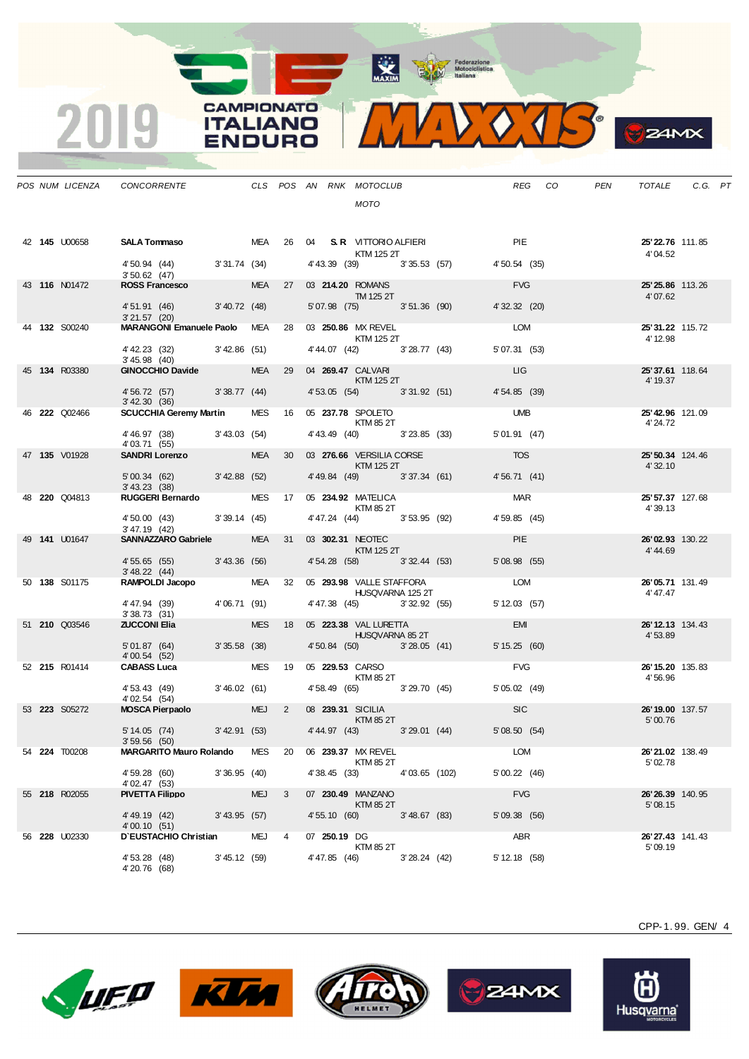2019 CAMPIONATO ITALIANO ENDURO

| POS | NUM | LICENZA | CONCORRENTE | CLS | POS | AN | RNK | MOTOCLUB / MOTO | REG | CO | PEN | TOTALE | C.G. | PT |
|---|---|---|---|---|---|---|---|---|---|---|---|---|---|---|
| 42 | **145** | U00658 | **SALA Tommaso** | MEA | 26 | 04 | **S.R** | VITTORIO ALFIERI / KTM 125 2T | PIE | | | **25'22.76** | 111.85 | |
| | | | 4'50.94 (44) / 3'31.74 (34) / 4'43.39 (39) / 3'35.53 (57) / 4'50.54 (35) / 3'50.62 (47) | | | | | | | | | 4'04.52 | | |
| 43 | **116** | N01472 | **ROSS Francesco** | MEA | 27 | 03 | **214.20** | ROMANS / TM 125 2T | FVG | | | **25'25.86** | 113.26 | |
| | | | 4'51.91 (46) / 3'40.72 (48) / 5'07.98 (75) / 3'51.36 (90) / 4'32.32 (20) / 3'21.57 (20) | | | | | | | | | 4'07.62 | | |
| 44 | **132** | S00240 | **MARANGONI Emanuele Paolo** | MEA | 28 | 03 | **250.86** | MX REVEL / KTM 125 2T | LOM | | | **25'31.22** | 115.72 | |
| | | | 4'42.23 (32) / 3'42.86 (51) / 4'44.07 (42) / 3'28.77 (43) / 5'07.31 (53) / 3'45.98 (40) | | | | | | | | | 4'12.98 | | |
| 45 | **134** | R03380 | **GINOCCHIO Davide** | MEA | 29 | 04 | **269.47** | CALVARI / KTM 125 2T | LIG | | | **25'37.61** | 118.64 | |
| | | | 4'56.72 (57) / 3'38.77 (44) / 4'53.05 (54) / 3'31.92 (51) / 4'54.85 (39) / 3'42.30 (36) | | | | | | | | | 4'19.37 | | |
| 46 | **222** | Q02466 | **SCUCCHIA Geremy Martin** | MES | 16 | 05 | **237.78** | SPOLETO / KTM 85 2T | UMB | | | **25'42.96** | 121.09 | |
| | | | 4'46.97 (38) / 3'43.03 (54) / 4'43.49 (40) / 3'23.85 (33) / 5'01.91 (47) / 4'03.71 (55) | | | | | | | | | 4'24.72 | | |
| 47 | **135** | V01928 | **SANDRI Lorenzo** | MEA | 30 | 03 | **276.66** | VERSILIA CORSE / KTM 125 2T | TOS | | | **25'50.34** | 124.46 | |
| | | | 5'00.34 (62) / 3'42.88 (52) / 4'49.84 (49) / 3'37.34 (61) / 4'56.71 (41) / 3'43.23 (38) | | | | | | | | | 4'32.10 | | |
| 48 | **220** | Q04813 | **RUGGERI Bernardo** | MES | 17 | 05 | **234.92** | MATELICA / KTM 85 2T | MAR | | | **25'57.37** | 127.68 | |
| | | | 4'50.00 (43) / 3'39.14 (45) / 4'47.24 (44) / 3'53.95 (92) / 4'59.85 (45) / 3'47.19 (42) | | | | | | | | | 4'39.13 | | |
| 49 | **141** | U01647 | **SANNAZZARO Gabriele** | MEA | 31 | 03 | **302.31** | NEOTEC / KTM 125 2T | PIE | | | **26'02.93** | 130.22 | |
| | | | 4'55.65 (55) / 3'43.36 (56) / 4'54.28 (58) / 3'32.44 (53) / 5'08.98 (55) / 3'48.22 (44) | | | | | | | | | 4'44.69 | | |
| 50 | **138** | S01175 | **RAMPOLDI Jacopo** | MEA | 32 | 05 | **293.98** | VALLE STAFFORA / HUSQVARNA 125 2T | LOM | | | **26'05.71** | 131.49 | |
| | | | 4'47.94 (39) / 4'06.71 (91) / 4'47.38 (45) / 3'32.92 (55) / 5'12.03 (57) / 3'38.73 (31) | | | | | | | | | 4'47.47 | | |
| 51 | **210** | Q03546 | **ZUCCONI Elia** | MES | 18 | 05 | **223.38** | VAL LURETTA / HUSQVARNA 85 2T | EMI | | | **26'12.13** | 134.43 | |
| | | | 5'01.87 (64) / 3'35.58 (38) / 4'50.84 (50) / 3'28.05 (41) / 5'15.25 (60) / 4'00.54 (52) | | | | | | | | | 4'53.89 | | |
| 52 | **215** | R01414 | **CABASS Luca** | MES | 19 | 05 | **229.53** | CARSO / KTM 85 2T | FVG | | | **26'15.20** | 135.83 | |
| | | | 4'53.43 (49) / 3'46.02 (61) / 4'58.49 (65) / 3'29.70 (45) / 5'05.02 (49) / 4'02.54 (54) | | | | | | | | | 4'56.96 | | |
| 53 | **223** | S05272 | **MOSCA Pierpaolo** | MEJ | 2 | 08 | **239.31** | SICILIA / KTM 85 2T | SIC | | | **26'19.00** | 137.57 | |
| | | | 5'14.05 (74) / 3'42.91 (53) / 4'44.97 (43) / 3'29.01 (44) / 5'08.50 (54) / 3'59.56 (50) | | | | | | | | | 5'00.76 | | |
| 54 | **224** | T00208 | **MARGARITO Mauro Rolando** | MES | 20 | 06 | **239.37** | MX REVEL / KTM 85 2T | LOM | | | **26'21.02** | 138.49 | |
| | | | 4'59.28 (60) / 3'36.95 (40) / 4'38.45 (33) / 4'03.65 (102) / 5'00.22 (46) / 4'02.47 (53) | | | | | | | | | 5'02.78 | | |
| 55 | **218** | R02055 | **PIVETTA Filippo** | MEJ | 3 | 07 | **230.49** | MANZANO / KTM 85 2T | FVG | | | **26'26.39** | 140.95 | |
| | | | 4'49.19 (42) / 3'43.95 (57) / 4'55.10 (60) / 3'48.67 (83) / 5'09.38 (56) / 4'00.10 (51) | | | | | | | | | 5'08.15 | | |
| 56 | **228** | U02330 | **D'EUSTACHIO Christian** | MEJ | 4 | 07 | **250.19** | DG / KTM 85 2T | ABR | | | **26'27.43** | 141.43 | |
| | | | 4'53.28 (48) / 3'45.12 (59) / 4'47.85 (46) / 3'28.24 (42) / 5'12.18 (58) / 4'20.76 (68) | | | | | | | | | 5'09.19 | | |

CPP-1.99. GEN/ 4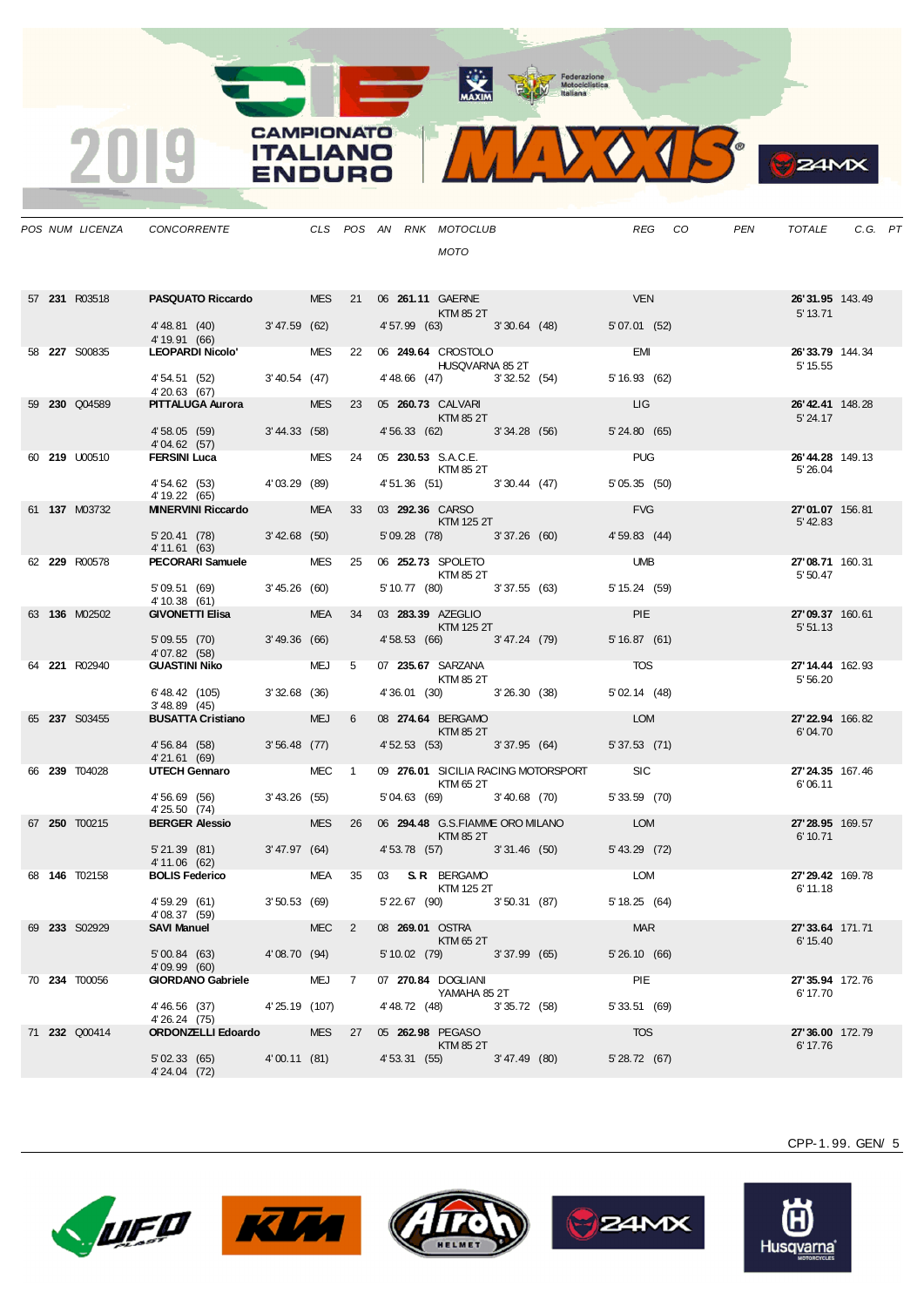# 2019 CAMPIONATO ITALIANO ENDURO MAXXIS

| POS | NUM | LICENZA | CONCORRENTE | CLS | POS | AN | RNK | MOTOCLUB / MOTO | REG | CO | PEN | TOTALE | C.G. | PT |
|---|---|---|---|---|---|---|---|---|---|---|---|---|---|---|
| 57 | **231** | R03518 | **PASQUATO Riccardo** | MES | 21 | 06 | **261.11** | GAERNE / KTM 85 2T | VEN | | | **26'31.95** | 143.49 | |
| | | | 4'48.81 (40) / 3'47.59 (62) / 4'57.99 (63) / 3'30.64 (48) / 5'07.01 (52) / 4'19.91 (66) | | | | | | | | | 5'13.71 | | |
| 58 | **227** | S00835 | **LEOPARDI Nicolo'** | MES | 22 | 06 | **249.64** | CROSTOLO / HUSQVARNA 85 2T | EMI | | | **26'33.79** | 144.34 | |
| | | | 4'54.51 (52) / 3'40.54 (47) / 4'48.66 (47) / 3'32.52 (54) / 5'16.93 (62) / 4'20.63 (67) | | | | | | | | | 5'15.55 | | |
| 59 | **230** | Q04589 | **PITTALUGA Aurora** | MES | 23 | 05 | **260.73** | CALVARI / KTM 85 2T | LIG | | | **26'42.41** | 148.28 | |
| | | | 4'58.05 (59) / 3'44.33 (58) / 4'56.33 (62) / 3'34.28 (56) / 5'24.80 (65) / 4'04.62 (57) | | | | | | | | | 5'24.17 | | |
| 60 | **219** | U00510 | **FERSINI Luca** | MES | 24 | 05 | **230.53** | S.A.C.E. / KTM 85 2T | PUG | | | **26'44.28** | 149.13 | |
| | | | 4'54.62 (53) / 4'03.29 (89) / 4'51.36 (51) / 3'30.44 (47) / 5'05.35 (50) / 4'19.22 (65) | | | | | | | | | 5'26.04 | | |
| 61 | **137** | M03732 | **MINERVINI Riccardo** | MEA | 33 | 03 | **292.36** | CARSO / KTM 125 2T | FVG | | | **27'01.07** | 156.81 | |
| | | | 5'20.41 (78) / 3'42.68 (50) / 5'09.28 (78) / 3'37.26 (60) / 4'59.83 (44) / 4'11.61 (63) | | | | | | | | | 5'42.83 | | |
| 62 | **229** | R00578 | **PECORARI Samuele** | MES | 25 | 06 | **252.73** | SPOLETO / KTM 85 2T | UMB | | | **27'08.71** | 160.31 | |
| | | | 5'09.51 (69) / 3'45.26 (60) / 5'10.77 (80) / 3'37.55 (63) / 5'15.24 (59) / 4'10.38 (61) | | | | | | | | | 5'50.47 | | |
| 63 | **136** | M02502 | **GIVONETTI Elisa** | MEA | 34 | 03 | **283.39** | AZEGLIO / KTM 125 2T | PIE | | | **27'09.37** | 160.61 | |
| | | | 5'09.55 (70) / 3'49.36 (66) / 4'58.53 (66) / 3'47.24 (79) / 5'16.87 (61) / 4'07.82 (58) | | | | | | | | | 5'51.13 | | |
| 64 | **221** | R02940 | **GUASTINI Niko** | MEJ | 5 | 07 | **235.67** | SARZANA / KTM 85 2T | TOS | | | **27'14.44** | 162.93 | |
| | | | 6'48.42 (105) / 3'32.68 (36) / 4'36.01 (30) / 3'26.30 (38) / 5'02.14 (48) / 3'48.89 (45) | | | | | | | | | 5'56.20 | | |
| 65 | **237** | S03455 | **BUSATTA Cristiano** | MEJ | 6 | 08 | **274.64** | BERGAMO / KTM 85 2T | LOM | | | **27'22.94** | 166.82 | |
| | | | 4'56.84 (58) / 3'56.48 (77) / 4'52.53 (53) / 3'37.95 (64) / 5'37.53 (71) / 4'21.61 (69) | | | | | | | | | 6'04.70 | | |
| 66 | **239** | T04028 | **UTECH Gennaro** | MEC | 1 | 09 | **276.01** | SICILIA RACING MOTORSPORT / KTM 65 2T | SIC | | | **27'24.35** | 167.46 | |
| | | | 4'56.69 (56) / 3'43.26 (55) / 5'04.63 (69) / 3'40.68 (70) / 5'33.59 (70) / 4'25.50 (74) | | | | | | | | | 6'06.11 | | |
| 67 | **250** | T00215 | **BERGER Alessio** | MES | 26 | 06 | **294.48** | G.S.FIAMME ORO MILANO / KTM 85 2T | LOM | | | **27'28.95** | 169.57 | |
| | | | 5'21.39 (81) / 3'47.97 (64) / 4'53.78 (57) / 3'31.46 (50) / 5'43.29 (72) / 4'11.06 (62) | | | | | | | | | 6'10.71 | | |
| 68 | **146** | T02158 | **BOLIS Federico** | MEA | 35 | 03 | **S.R** | BERGAMO / KTM 125 2T | LOM | | | **27'29.42** | 169.78 | |
| | | | 4'59.29 (61) / 3'50.53 (69) / 5'22.67 (90) / 3'50.31 (87) / 5'18.25 (64) / 4'08.37 (59) | | | | | | | | | 6'11.18 | | |
| 69 | **233** | S02929 | **SAVI Manuel** | MEC | 2 | 08 | **269.01** | OSTRA / KTM 65 2T | MAR | | | **27'33.64** | 171.71 | |
| | | | 5'00.84 (63) / 4'08.70 (94) / 5'10.02 (79) / 3'37.99 (65) / 5'26.10 (66) / 4'09.99 (60) | | | | | | | | | 6'15.40 | | |
| 70 | **234** | T00056 | **GIORDANO Gabriele** | MEJ | 7 | 07 | **270.84** | DOGLIANI / YAMAHA 85 2T | PIE | | | **27'35.94** | 172.76 | |
| | | | 4'46.56 (37) / 4'25.19 (107) / 4'48.72 (48) / 3'35.72 (58) / 5'33.51 (69) / 4'26.24 (75) | | | | | | | | | 6'17.70 | | |
| 71 | **232** | Q00414 | **ORDONZELLI Edoardo** | MES | 27 | 05 | **262.98** | PEGASO / KTM 85 2T | TOS | | | **27'36.00** | 172.79 | |
| | | | 5'02.33 (65) / 4'00.11 (81) / 4'53.31 (55) / 3'47.49 (80) / 5'28.72 (67) / 4'24.04 (72) | | | | | | | | | 6'17.76 | | |

CPP-1.99. GEN/ 5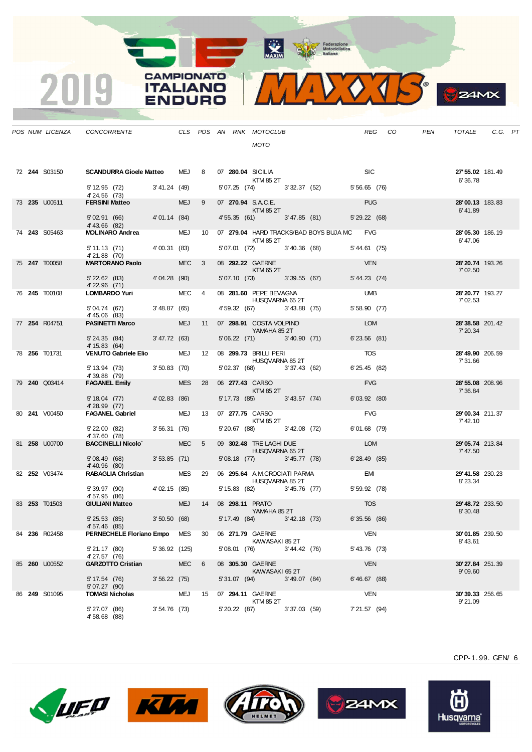| POS | NUM | LICENZA | CONCORRENTE | CLS | POS | AN | RNK | MOTOCLUB / MOTO | REG | CO | PEN | TOTALE | C.G. | PT |
|---|---|---|---|---|---|---|---|---|---|---|---|---|---|---|
| 72 | **244** | S03150 | **SCANDURRA Gioele Matteo** | MEJ | 8 | 07 | **280.04** | SICILIA / KTM 85 2T | SIC | | | **27'55.02** 6'36.78 | 181.49 | |
| | | | 5'12.95 (72) 4'24.56 (73) | 3'41.24 (49) | | | | 5'07.25 (74) 3'32.37 (52) | 5'56.65 (76) | | | | | |
| 73 | **235** | U00511 | **FERSINI Matteo** | MEJ | 9 | 07 | **270.94** | S.A.C.E. / KTM 85 2T | PUG | | | **28'00.13** 6'41.89 | 183.83 | |
| | | | 5'02.91 (66) 4'43.66 (82) | 4'01.14 (84) | | | | 4'55.35 (61) 3'47.85 (81) | 5'29.22 (68) | | | | | |
| 74 | **243** | S05463 | **MOLINARO Andrea** | MEJ | 10 | 07 | **279.04** | HARD TRACKS/BAD BOYS BUJA MC / KTM 85 2T | FVG | | | **28'05.30** 6'47.06 | 186.19 | |
| | | | 5'11.13 (71) 4'21.88 (70) | 4'00.31 (83) | | | | 5'07.01 (72) 3'40.36 (68) | 5'44.61 (75) | | | | | |
| 75 | **247** | T00058 | **MARTORANO Paolo** | MEC | 3 | 08 | **292.22** | GAERNE / KTM 65 2T | VEN | | | **28'20.74** 7'02.50 | 193.26 | |
| | | | 5'22.62 (83) 4'22.96 (71) | 4'04.28 (90) | | | | 5'07.10 (73) 3'39.55 (67) | 5'44.23 (74) | | | | | |
| 76 | **245** | T00108 | **LOMBARDO Yuri** | MEC | 4 | 08 | **281.60** | PEPE BEVAGNA / HUSQVARNA 65 2T | UMB | | | **28'20.77** 7'02.53 | 193.27 | |
| | | | 5'04.74 (67) 4'45.06 (83) | 3'48.87 (65) | | | | 4'59.32 (67) 3'43.88 (75) | 5'58.90 (77) | | | | | |
| 77 | **254** | R04751 | **PASINETTI Marco** | MEJ | 11 | 07 | **298.91** | COSTA VOLPINO / YAMAHA 85 2T | LOM | | | **28'38.58** 7'20.34 | 201.42 | |
| | | | 5'24.35 (84) 4'15.83 (64) | 3'47.72 (63) | | | | 5'06.22 (71) 3'40.90 (71) | 6'23.56 (81) | | | | | |
| 78 | **256** | T01731 | **VENUTO Gabriele Elio** | MEJ | 12 | 08 | **299.73** | BRILLI PERI / HUSQVARNA 85 2T | TOS | | | **28'49.90** 7'31.66 | 206.59 | |
| | | | 5'13.94 (73) 4'39.88 (79) | 3'50.83 (70) | | | | 5'02.37 (68) 3'37.43 (62) | 6'25.45 (82) | | | | | |
| 79 | **240** | Q03414 | **FAGANEL Emily** | MES | 28 | 06 | **277.43** | CARSO / KTM 85 2T | FVG | | | **28'55.08** 7'36.84 | 208.96 | |
| | | | 5'18.04 (77) 4'28.99 (77) | 4'02.83 (86) | | | | 5'17.73 (85) 3'43.57 (74) | 6'03.92 (80) | | | | | |
| 80 | **241** | V00450 | **FAGANEL Gabriel** | MEJ | 13 | 07 | **277.75** | CARSO / KTM 85 2T | FVG | | | **29'00.34** 7'42.10 | 211.37 | |
| | | | 5'22.00 (82) 4'37.60 (78) | 3'56.31 (76) | | | | 5'20.67 (88) 3'42.08 (72) | 6'01.68 (79) | | | | | |
| 81 | **258** | U00700 | **BACCINELLI Nicolo`** | MEC | 5 | 09 | **302.48** | TRE LAGHI DUE / HUSQVARNA 65 2T | LOM | | | **29'05.74** 7'47.50 | 213.84 | |
| | | | 5'08.49 (68) 4'40.96 (80) | 3'53.85 (71) | | | | 5'08.18 (77) 3'45.77 (78) | 6'28.49 (85) | | | | | |
| 82 | **252** | V03474 | **RABAGLIA Christian** | MES | 29 | 06 | **295.64** | A.M.CROCIATI PARMA / HUSQVARNA 85 2T | EMI | | | **29'41.58** 8'23.34 | 230.23 | |
| | | | 5'39.97 (90) 4'57.95 (86) | 4'02.15 (85) | | | | 5'15.83 (82) 3'45.76 (77) | 5'59.92 (78) | | | | | |
| 83 | **253** | T01503 | **GIULIANI Matteo** | MEJ | 14 | 08 | **298.11** | PRATO / YAMAHA 85 2T | TOS | | | **29'48.72** 8'30.48 | 233.50 | |
| | | | 5'25.53 (85) 4'57.46 (85) | 3'50.50 (68) | | | | 5'17.49 (84) 3'42.18 (73) | 6'35.56 (86) | | | | | |
| 84 | **236** | R02458 | **PERNECHELE Floriano Empo** | MES | 30 | 06 | **271.79** | GAERNE / KAWASAKI 85 2T | VEN | | | **30'01.85** 8'43.61 | 239.50 | |
| | | | 5'21.17 (80) 4'27.57 (76) | 5'36.92 (125) | | | | 5'08.01 (76) 3'44.42 (76) | 5'43.76 (73) | | | | | |
| 85 | **260** | U00552 | **GARZOTTO Cristian** | MEC | 6 | 08 | **305.30** | GAERNE / KAWASAKI 65 2T | VEN | | | **30'27.84** 9'09.60 | 251.39 | |
| | | | 5'17.54 (76) 5'07.27 (90) | 3'56.22 (75) | | | | 5'31.07 (94) 3'49.07 (84) | 6'46.67 (88) | | | | | |
| 86 | **249** | S01095 | **TOMASI Nicholas** | MEJ | 15 | 07 | **294.11** | GAERNE / KTM 85 2T | VEN | | | **30'39.33** 9'21.09 | 256.65 | |
| | | | 5'27.07 (86) 4'58.68 (88) | 3'54.76 (73) | | | | 5'20.22 (87) 3'37.03 (59) | 7'21.57 (94) | | | | | |

CPP-1.99. GEN/ 6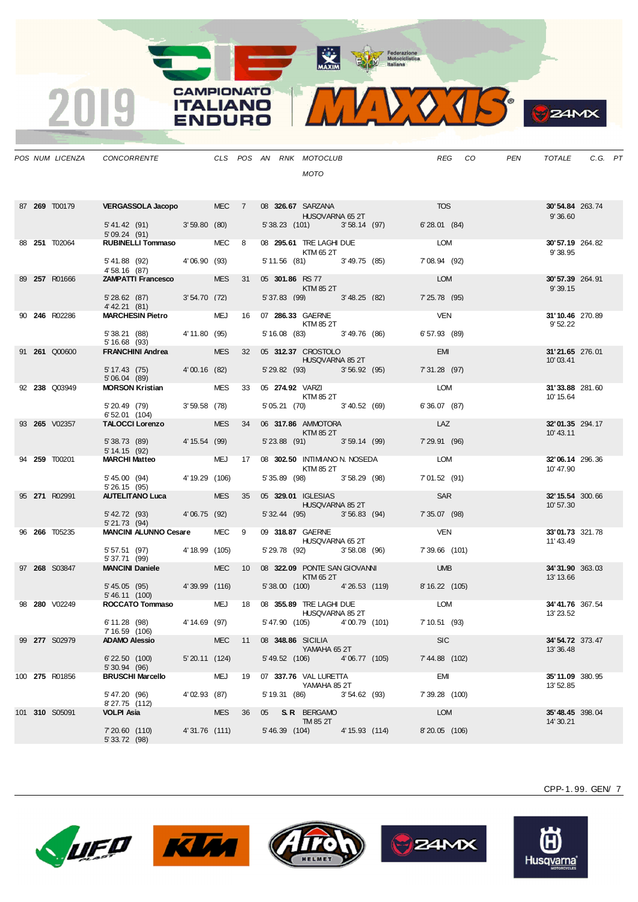# 2019 CAMPIONATO ITALIANO ENDURO MAXXIS

| POS | NUM | LICENZA | CONCORRENTE | CLS | POS | AN | RNK | MOTOCLUB / MOTO | REG | CO | PEN | TOTALE | C.G. | PT |
|---|---|---|---|---|---|---|---|---|---|---|---|---|---|---|
| 87 | **269** | T00179 | **VERGASSOLA Jacopo** | MEC | 7 | 08 | **326.67** | SARZANA / HUSQVARNA 65 2T | TOS | | | **30'54.84** / 9'36.60 | 263.74 | |
| | | | 5'41.42 (91) / 5'09.24 (91) | 3'59.80 (80) | | 5'38.23 (101) | | 3'58.14 (97) | 6'28.01 (84) | | | | | |
| 88 | **251** | T02064 | **RUBINELLI Tommaso** | MEC | 8 | 08 | **295.61** | TRE LAGHI DUE / KTM 65 2T | LOM | | | **30'57.19** / 9'38.95 | 264.82 | |
| | | | 5'41.88 (92) / 4'58.16 (87) | 4'06.90 (93) | | 5'11.56 (81) | | 3'49.75 (85) | 7'08.94 (92) | | | | | |
| 89 | **257** | R01666 | **ZAMPATTI Francesco** | MES | 31 | 05 | **301.86** | RS 77 / KTM 85 2T | LOM | | | **30'57.39** / 9'39.15 | 264.91 | |
| | | | 5'28.62 (87) / 4'42.21 (81) | 3'54.70 (72) | | 5'37.83 (99) | | 3'48.25 (82) | 7'25.78 (95) | | | | | |
| 90 | **246** | R02286 | **MARCHESIN Pietro** | MEJ | 16 | 07 | **286.33** | GAERNE / KTM 85 2T | VEN | | | **31'10.46** / 9'52.22 | 270.89 | |
| | | | 5'38.21 (88) / 5'16.68 (93) | 4'11.80 (95) | | 5'16.08 (83) | | 3'49.76 (86) | 6'57.93 (89) | | | | | |
| 91 | **261** | Q00600 | **FRANCHINI Andrea** | MES | 32 | 05 | **312.37** | CROSTOLO / HUSQVARNA 85 2T | EMI | | | **31'21.65** / 10'03.41 | 276.01 | |
| | | | 5'17.43 (75) / 5'06.04 (89) | 4'00.16 (82) | | 5'29.82 (93) | | 3'56.92 (95) | 7'31.28 (97) | | | | | |
| 92 | **238** | Q03949 | **MORSON Kristian** | MES | 33 | 05 | **274.92** | VARZI / KTM 85 2T | LOM | | | **31'33.88** / 10'15.64 | 281.60 | |
| | | | 5'20.49 (79) / 6'52.01 (104) | 3'59.58 (78) | | 5'05.21 (70) | | 3'40.52 (69) | 6'36.07 (87) | | | | | |
| 93 | **265** | V02357 | **TALOCCI Lorenzo** | MES | 34 | 06 | **317.86** | AMMOTORA / KTM 85 2T | LAZ | | | **32'01.35** / 10'43.11 | 294.17 | |
| | | | 5'38.73 (89) / 5'14.15 (92) | 4'15.54 (99) | | 5'23.88 (91) | | 3'59.14 (99) | 7'29.91 (96) | | | | | |
| 94 | **259** | T00201 | **MARCHI Matteo** | MEJ | 17 | 08 | **302.50** | INTIMIANO N. NOSEDA / KTM 85 2T | LOM | | | **32'06.14** / 10'47.90 | 296.36 | |
| | | | 5'45.00 (94) / 5'26.15 (95) | 4'19.29 (106) | | 5'35.89 (98) | | 3'58.29 (98) | 7'01.52 (91) | | | | | |
| 95 | **271** | R02991 | **AUTELITANO Luca** | MES | 35 | 05 | **329.01** | IGLESIAS / HUSQVARNA 85 2T | SAR | | | **32'15.54** / 10'57.30 | 300.66 | |
| | | | 5'42.72 (93) / 5'21.73 (94) | 4'06.75 (92) | | 5'32.44 (95) | | 3'56.83 (94) | 7'35.07 (98) | | | | | |
| 96 | **266** | T05235 | **MANCINI ALUNNO Cesare** | MEC | 9 | 09 | **318.87** | GAERNE / HUSQVARNA 65 2T | VEN | | | **33'01.73** / 11'43.49 | 321.78 | |
| | | | 5'57.51 (97) / 5'37.71 (99) | 4'18.99 (105) | | 5'29.78 (92) | | 3'58.08 (96) | 7'39.66 (101) | | | | | |
| 97 | **268** | S03847 | **MANCINI Daniele** | MEC | 10 | 08 | **322.09** | PONTE SAN GIOVANNI / KTM 65 2T | UMB | | | **34'31.90** / 13'13.66 | 363.03 | |
| | | | 5'45.05 (95) / 5'46.11 (100) | 4'39.99 (116) | | 5'38.00 (100) | | 4'26.53 (119) | 8'16.22 (105) | | | | | |
| 98 | **280** | V02249 | **ROCCATO Tommaso** | MEJ | 18 | 08 | **355.89** | TRE LAGHI DUE / HUSQVARNA 85 2T | LOM | | | **34'41.76** / 13'23.52 | 367.54 | |
| | | | 6'11.28 (98) / 7'16.59 (106) | 4'14.69 (97) | | 5'47.90 (105) | | 4'00.79 (101) | 7'10.51 (93) | | | | | |
| 99 | **277** | S02979 | **ADAMO Alessio** | MEC | 11 | 08 | **348.86** | SICILIA / YAMAHA 65 2T | SIC | | | **34'54.72** / 13'36.48 | 373.47 | |
| | | | 6'22.50 (100) / 5'30.94 (96) | 5'20.11 (124) | | 5'49.52 (106) | | 4'06.77 (105) | 7'44.88 (102) | | | | | |
| 100 | **275** | R01856 | **BRUSCHI Marcello** | MEJ | 19 | 07 | **337.76** | VAL LURETTA / YAMAHA 85 2T | EMI | | | **35'11.09** / 13'52.85 | 380.95 | |
| | | | 5'47.20 (96) / 8'27.75 (112) | 4'02.93 (87) | | 5'19.31 (86) | | 3'54.62 (93) | 7'39.28 (100) | | | | | |
| 101 | **310** | S05091 | **VOLPI Asia** | MES | 36 | 05 | **S.R** | BERGAMO / TM 85 2T | LOM | | | **35'48.45** / 14'30.21 | 398.04 | |
| | | | 7'20.60 (110) / 5'33.72 (98) | 4'31.76 (111) | | 5'46.39 (104) | | 4'15.93 (114) | 8'20.05 (106) | | | | | |

CPP-1.99. GEN/ 7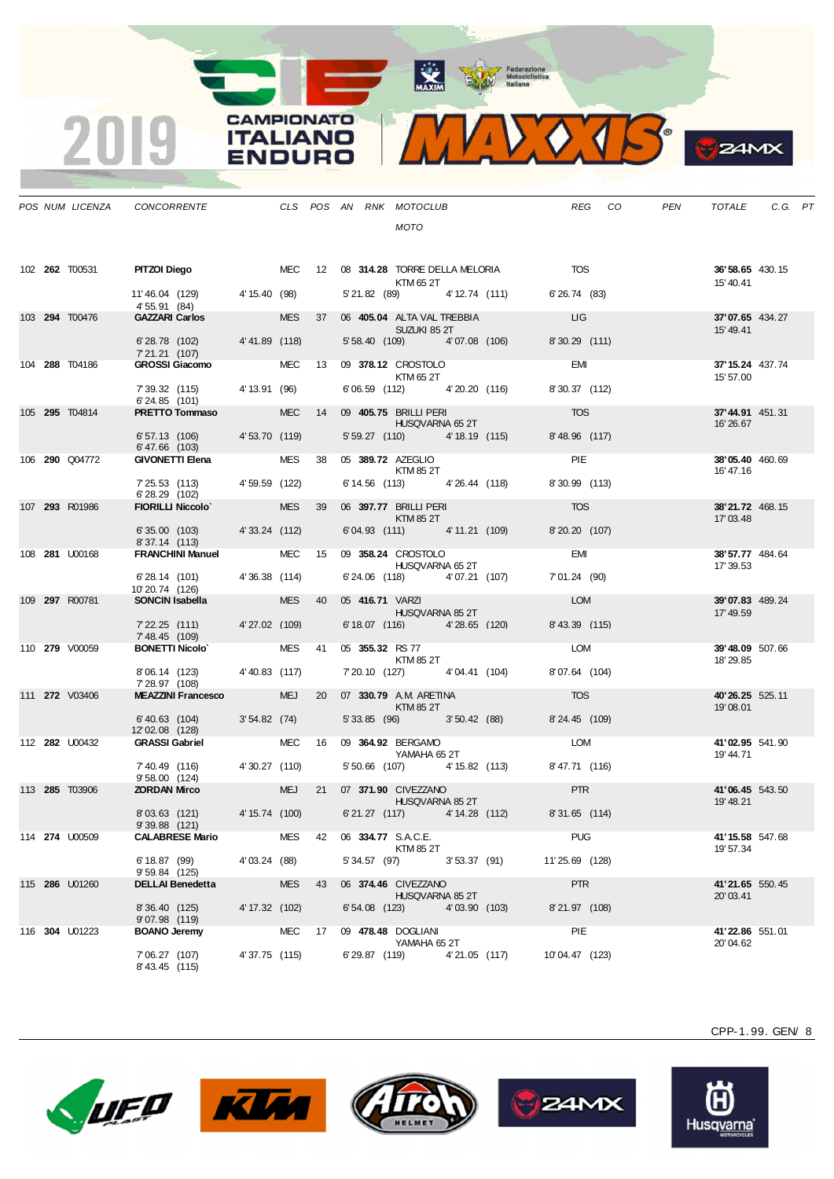| POS | NUM | LICENZA | CONCORRENTE | | CLS | POS | AN | RNK | MOTOCLUB / MOTO | | REG | CO | PEN | TOTALE | C.G. | PT |
|---|---|---|---|---|---|---|---|---|---|---|---|---|---|---|---|---|
| 102 | **262** | T00531 | **PITZOI Diego** | | MEC | 12 | 08 | **314.28** | TORRE DELLA MELORIA / KTM 65 2T | | TOS | | | **36'58.65** 15'40.41 | 430.15 | |
| | | | 11'46.04 (129) / 4'55.91 (84) | 4'15.40 (98) | | | | 5'21.82 (89) | | 4'12.74 (111) | 6'26.74 (83) | | | | | |
| 103 | **294** | T00476 | **GAZZARI Carlos** | | MES | 37 | 06 | **405.04** | ALTA VAL TREBBIA / SUZUKI 85 2T | | LIG | | | **37'07.65** 15'49.41 | 434.27 | |
| | | | 6'28.78 (102) / 7'21.21 (107) | 4'41.89 (118) | | | | 5'58.40 (109) | | 4'07.08 (106) | 8'30.29 (111) | | | | | |
| 104 | **288** | T04186 | **GROSSI Giacomo** | | MEC | 13 | 09 | **378.12** | CROSTOLO / KTM 65 2T | | EMI | | | **37'15.24** 15'57.00 | 437.74 | |
| | | | 7'39.32 (115) / 6'24.85 (101) | 4'13.91 (96) | | | | 6'06.59 (112) | | 4'20.20 (116) | 8'30.37 (112) | | | | | |
| 105 | **295** | T04814 | **PRETTO Tommaso** | | MEC | 14 | 09 | **405.75** | BRILLI PERI / HUSQVARNA 65 2T | | TOS | | | **37'44.91** 16'26.67 | 451.31 | |
| | | | 6'57.13 (106) / 6'47.66 (103) | 4'53.70 (119) | | | | 5'59.27 (110) | | 4'18.19 (115) | 8'48.96 (117) | | | | | |
| 106 | **290** | Q04772 | **GIVONETTI Elena** | | MES | 38 | 05 | **389.72** | AZEGLIO / KTM 85 2T | | PIE | | | **38'05.40** 16'47.16 | 460.69 | |
| | | | 7'25.53 (113) / 6'28.29 (102) | 4'59.59 (122) | | | | 6'14.56 (113) | | 4'26.44 (118) | 8'30.99 (113) | | | | | |
| 107 | **293** | R01986 | **FIORILLI Niccolo`** | | MES | 39 | 06 | **397.77** | BRILLI PERI / KTM 85 2T | | TOS | | | **38'21.72** 17'03.48 | 468.15 | |
| | | | 6'35.00 (103) / 8'37.14 (113) | 4'33.24 (112) | | | | 6'04.93 (111) | | 4'11.21 (109) | 8'20.20 (107) | | | | | |
| 108 | **281** | U00168 | **FRANCHINI Manuel** | | MEC | 15 | 09 | **358.24** | CROSTOLO / HUSQVARNA 65 2T | | EMI | | | **38'57.77** 17'39.53 | 484.64 | |
| | | | 6'28.14 (101) / 10'20.74 (126) | 4'36.38 (114) | | | | 6'24.06 (118) | | 4'07.21 (107) | 7'01.24 (90) | | | | | |
| 109 | **297** | R00781 | **SONCIN Isabella** | | MES | 40 | 05 | **416.71** | VARZI / HUSQVARNA 85 2T | | LOM | | | **39'07.83** 17'49.59 | 489.24 | |
| | | | 7'22.25 (111) / 7'48.45 (109) | 4'27.02 (109) | | | | 6'18.07 (116) | | 4'28.65 (120) | 8'43.39 (115) | | | | | |
| 110 | **279** | V00059 | **BONETTI Nicolo`** | | MES | 41 | 05 | **355.32** | RS 77 / KTM 85 2T | | LOM | | | **39'48.09** 18'29.85 | 507.66 | |
| | | | 8'06.14 (123) / 7'28.97 (108) | 4'40.83 (117) | | | | 7'20.10 (127) | | 4'04.41 (104) | 8'07.64 (104) | | | | | |
| 111 | **272** | V03406 | **MEAZZINI Francesco** | | MEJ | 20 | 07 | **330.79** | A.M. ARETINA / KTM 85 2T | | TOS | | | **40'26.25** 19'08.01 | 525.11 | |
| | | | 6'40.63 (104) / 12'02.08 (128) | 3'54.82 (74) | | | | 5'33.85 (96) | | 3'50.42 (88) | 8'24.45 (109) | | | | | |
| 112 | **282** | U00432 | **GRASSI Gabriel** | | MEC | 16 | 09 | **364.92** | BERGAMO / YAMAHA 65 2T | | LOM | | | **41'02.95** 19'44.71 | 541.90 | |
| | | | 7'40.49 (116) / 9'58.00 (124) | 4'30.27 (110) | | | | 5'50.66 (107) | | 4'15.82 (113) | 8'47.71 (116) | | | | | |
| 113 | **285** | T03906 | **ZORDAN Mirco** | | MEJ | 21 | 07 | **371.90** | CIVEZZANO / HUSQVARNA 85 2T | | PTR | | | **41'06.45** 19'48.21 | 543.50 | |
| | | | 8'03.63 (121) / 9'39.88 (121) | 4'15.74 (100) | | | | 6'21.27 (117) | | 4'14.28 (112) | 8'31.65 (114) | | | | | |
| 114 | **274** | U00509 | **CALABRESE Mario** | | MES | 42 | 06 | **334.77** | S.A.C.E. / KTM 85 2T | | PUG | | | **41'15.58** 19'57.34 | 547.68 | |
| | | | 6'18.87 (99) / 9'59.84 (125) | 4'03.24 (88) | | | | 5'34.57 (97) | | 3'53.37 (91) | 11'25.69 (128) | | | | | |
| 115 | **286** | U01260 | **DELLAI Benedetta** | | MES | 43 | 06 | **374.46** | CIVEZZANO / HUSQVARNA 85 2T | | PTR | | | **41'21.65** 20'03.41 | 550.45 | |
| | | | 8'36.40 (125) / 9'07.98 (119) | 4'17.32 (102) | | | | 6'54.08 (123) | | 4'03.90 (103) | 8'21.97 (108) | | | | | |
| 116 | **304** | U01223 | **BOANO Jeremy** | | MEC | 17 | 09 | **478.48** | DOGLIANI / YAMAHA 65 2T | | PIE | | | **41'22.86** 20'04.62 | 551.01 | |
| | | | 7'06.27 (107) / 8'43.45 (115) | 4'37.75 (115) | | | | 6'29.87 (119) | | 4'21.05 (117) | 10'04.47 (123) | | | | | |

CPP-1.99. GEN/ 8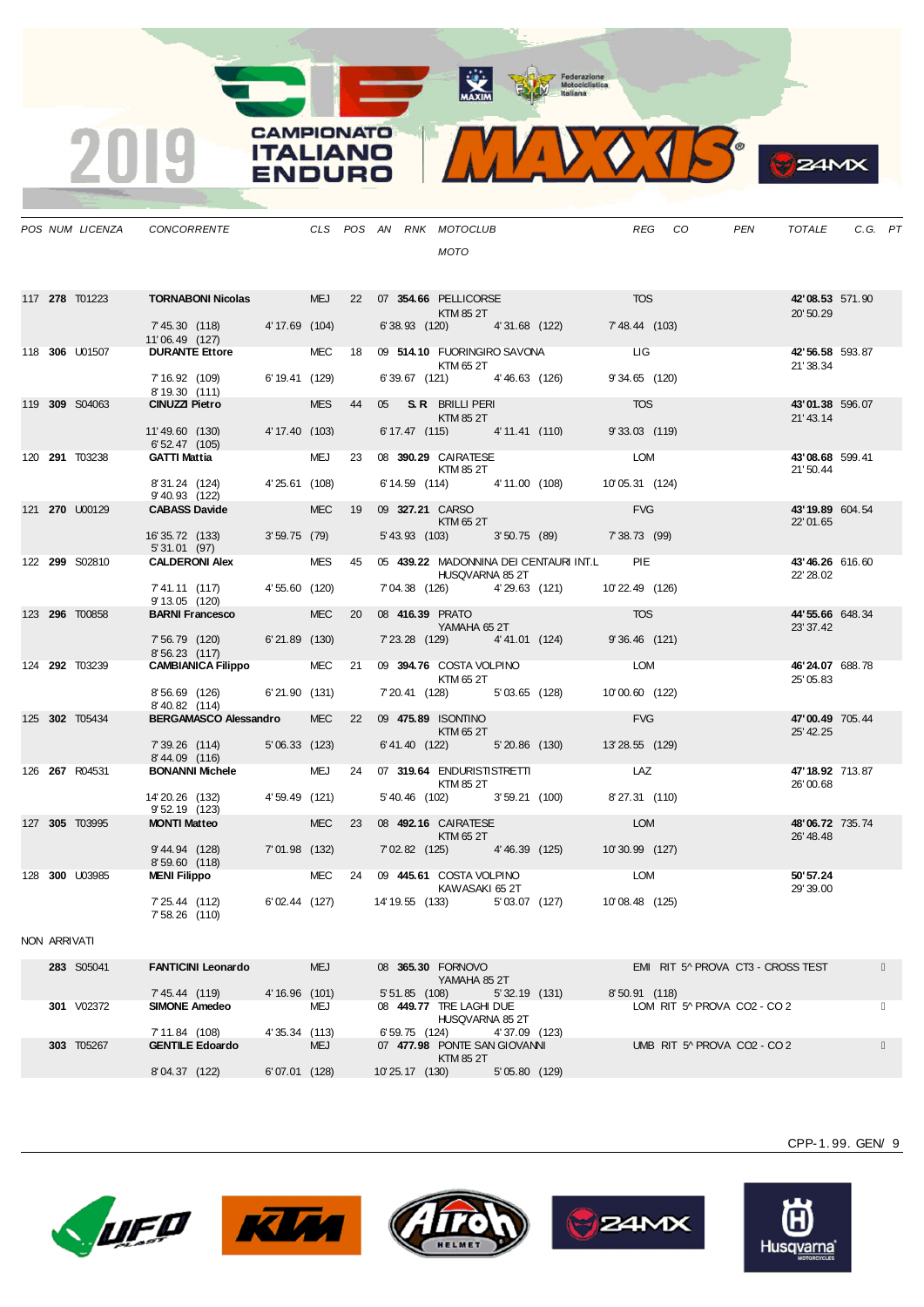| POS | NUM | LICENZA | CONCORRENTE | CLS | POS | AN | RNK | MOTOCLUB / MOTO | REG | CO | PEN | TOTALE | C.G. | PT |
|---|---|---|---|---|---|---|---|---|---|---|---|---|---|---|
| 117 | **278** | T01223 | **TORNABONI Nicolas** | MEJ | 22 | 07 | **354.66** | PELLICORSE KTM 85 2T | TOS | | | **42'08.53** 20'50.29 | 571.90 | |
| | | | 7'45.30 (118) 11'06.49 (127) | 4'17.69 (104) | | | | 6'38.93 (120) 4'31.68 (122) | 7'48.44 (103) | | | | | |
| 118 | **306** | U01507 | **DURANTE Ettore** | MEC | 18 | 09 | **514.10** | FUORINGIRO SAVONA KTM 65 2T | LIG | | | **42'56.58** 21'38.34 | 593.87 | |
| | | | 7'16.92 (109) 8'19.30 (111) | 6'19.41 (129) | | | | 6'39.67 (121) 4'46.63 (126) | 9'34.65 (120) | | | | | |
| 119 | **309** | S04063 | **CINUZZI Pietro** | MES | 44 | 05 | **S.R** | BRILLI PERI KTM 85 2T | TOS | | | **43'01.38** 21'43.14 | 596.07 | |
| | | | 11'49.60 (130) 6'52.47 (105) | 4'17.40 (103) | | | | 6'17.47 (115) 4'11.41 (110) | 9'33.03 (119) | | | | | |
| 120 | **291** | T03238 | **GATTI Mattia** | MEJ | 23 | 08 | **390.29** | CAIRATESE KTM 85 2T | LOM | | | **43'08.68** 21'50.44 | 599.41 | |
| | | | 8'31.24 (124) 9'40.93 (122) | 4'25.61 (108) | | | | 6'14.59 (114) 4'11.00 (108) | 10'05.31 (124) | | | | | |
| 121 | **270** | U00129 | **CABASS Davide** | MEC | 19 | 09 | **327.21** | CARSO KTM 65 2T | FVG | | | **43'19.89** 22'01.65 | 604.54 | |
| | | | 16'35.72 (133) 5'31.01 (97) | 3'59.75 (79) | | | | 5'43.93 (103) 3'50.75 (89) | 7'38.73 (99) | | | | | |
| 122 | **299** | S02810 | **CALDERONI Alex** | MES | 45 | 05 | **439.22** | MADONNINA DEI CENTAURI INT.L HUSQVARNA 85 2T | PIE | | | **43'46.26** 22'28.02 | 616.60 | |
| | | | 7'41.11 (117) 9'13.05 (120) | 4'55.60 (120) | | | | 7'04.38 (126) 4'29.63 (121) | 10'22.49 (126) | | | | | |
| 123 | **296** | T00858 | **BARNI Francesco** | MEC | 20 | 08 | **416.39** | PRATO YAMAHA 65 2T | TOS | | | **44'55.66** 23'37.42 | 648.34 | |
| | | | 7'56.79 (120) 8'56.23 (117) | 6'21.89 (130) | | | | 7'23.28 (129) 4'41.01 (124) | 9'36.46 (121) | | | | | |
| 124 | **292** | T03239 | **CAMBIANICA Filippo** | MEC | 21 | 09 | **394.76** | COSTA VOLPINO KTM 65 2T | LOM | | | **46'24.07** 25'05.83 | 688.78 | |
| | | | 8'56.69 (126) 8'40.82 (114) | 6'21.90 (131) | | | | 7'20.41 (128) 5'03.65 (128) | 10'00.60 (122) | | | | | |
| 125 | **302** | T05434 | **BERGAMASCO Alessandro** | MEC | 22 | 09 | **475.89** | ISONTINO KTM 65 2T | FVG | | | **47'00.49** 25'42.25 | 705.44 | |
| | | | 7'39.26 (114) 8'44.09 (116) | 5'06.33 (123) | | | | 6'41.40 (122) 5'20.86 (130) | 13'28.55 (129) | | | | | |
| 126 | **267** | R04531 | **BONANNI Michele** | MEJ | 24 | 07 | **319.64** | ENDURISTISTRETTI KTM 85 2T | LAZ | | | **47'18.92** 26'00.68 | 713.87 | |
| | | | 14'20.26 (132) 9'52.19 (123) | 4'59.49 (121) | | | | 5'40.46 (102) 3'59.21 (100) | 8'27.31 (110) | | | | | |
| 127 | **305** | T03995 | **MONTI Matteo** | MEC | 23 | 08 | **492.16** | CAIRATESE KTM 65 2T | LOM | | | **48'06.72** 26'48.48 | 735.74 | |
| | | | 9'44.94 (128) 8'59.60 (118) | 7'01.98 (132) | | | | 7'02.82 (125) 4'46.39 (125) | 10'30.99 (127) | | | | | |
| 128 | **300** | U03985 | **MENI Filippo** | MEC | 24 | 09 | **445.61** | COSTA VOLPINO KAWASAKI 65 2T | LOM | | | **50'57.24** 29'39.00 | | |
| | | | 7'25.44 (112) 7'58.26 (110) | 6'02.44 (127) | | | | 14'19.55 (133) 5'03.07 (127) | 10'08.48 (125) | | | | | |

NON ARRIVATI

| POS | NUM | LICENZA | CONCORRENTE | CLS | POS | AN | RNK | MOTOCLUB / MOTO | REG | CO | PEN | TOTALE | C.G. | PT |
|---|---|---|---|---|---|---|---|---|---|---|---|---|---|---|
| | **283** | S05041 | **FANTICINI Leonardo** | MEJ | | 08 | **365.30** | FORNOVO YAMAHA 85 2T | EMI | RIT 5^ PROVA CT3 - CROSS TEST | | | | |
| | | | 7'45.44 (119) | 4'16.96 (101) | | | | 5'51.85 (108) 5'32.19 (131) | 8'50.91 (118) | | | | | |
| | **301** | V02372 | **SIMONE Amedeo** | MEJ | | 08 | **449.77** | TRE LAGHI DUE HUSQVARNA 85 2T | LOM | RIT 5^ PROVA CO2 - CO 2 | | | | |
| | | | 7'11.84 (108) | 4'35.34 (113) | | | | 6'59.75 (124) 4'37.09 (123) | | | | | | |
| | **303** | T05267 | **GENTILE Edoardo** | MEJ | | 07 | **477.98** | PONTE SAN GIOVANNI KTM 85 2T | UMB | RIT 5^ PROVA CO2 - CO 2 | | | | |
| | | | 8'04.37 (122) | 6'07.01 (128) | | | | 10'25.17 (130) 5'05.80 (129) | | | | | | |

CPP-1.99. GEN/ 9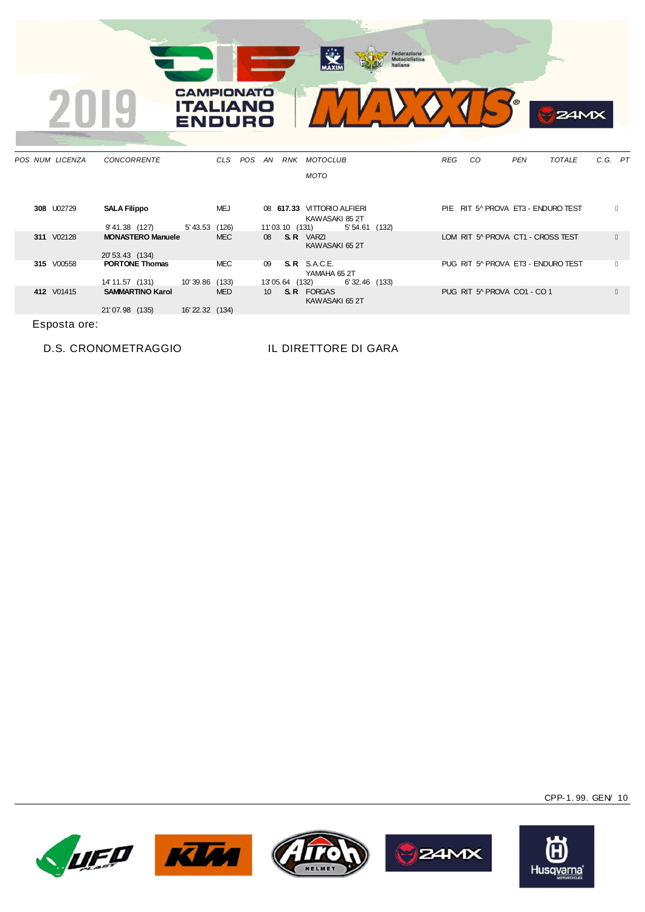2019 CAMPIONATO ITALIANO ENDURO

| POS | NUM | LICENZA | CONCORRENTE | CLS | POS | AN | RNK | MOTOCLUB / MOTO | REG | CO | PEN | TOTALE | C.G. | PT |
|---|---|---|---|---|---|---|---|---|---|---|---|---|---|---|
| | 308 | U02729 | **SALA Filippo** | MEJ | | 08 | **617.33** | VITTORIO ALFIERI / KAWASAKI 85 2T | PIE | RIT 5^ PROVA ET3 - ENDURO TEST | | | | |
| | | | 9' 41.38 (127) | 5' 43.53 (126) | | 11' 03.10 (131) | | 5' 54.61 (132) | | | | | | |
| | 311 | V02128 | **MONASTERO Manuele** | MEC | | 08 | **S.R** | VARZI / KAWASAKI 65 2T | LOM | RIT 5^ PROVA CT1 - CROSS TEST | | | | |
| | | | 20' 53.43 (134) | | | | | | | | | | | |
| | 315 | V00558 | **PORTONE Thomas** | MEC | | 09 | **S.R** | S.A.C.E. / YAMAHA 65 2T | PUG | RIT 5^ PROVA ET3 - ENDURO TEST | | | | |
| | | | 14' 11.57 (131) | 10' 39.86 (133) | | 13' 05.64 (132) | | 6' 32.46 (133) | | | | | | |
| | 412 | V01415 | **SAMMARTINO Karol** | MED | | 10 | **S.R** | FORGAS / KAWASAKI 65 2T | PUG | RIT 5^ PROVA CO1 - CO 1 | | | | |
| | | | 21' 07.98 (135) | 16' 22.32 (134) | | | | | | | | | | |

Esposta ore:

D.S. CRONOMETRAGGIO

IL DIRETTORE DI GARA

CPP-1. 99. GEN/ 10